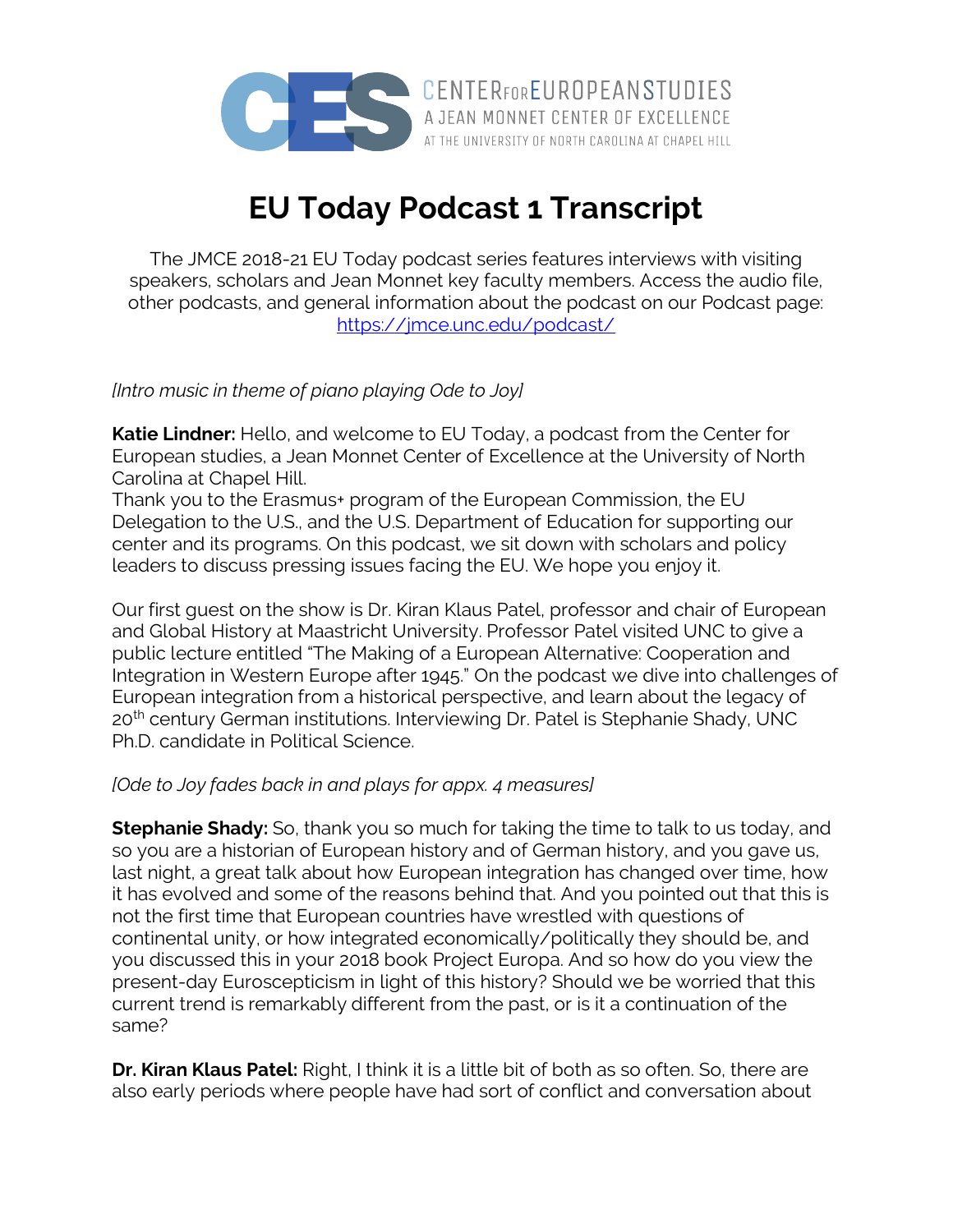CENTER FOR EUROPEAN STUDIES
A JEAN MONNET CENTER OF EXCELLENCE
AT THE UNIVERSITY OF NORTH CAROLINA AT CHAPEL HILL

# EU Today Podcast 1 Transcript

The JMCE 2018-21 EU Today podcast series features interviews with visiting speakers, scholars and Jean Monnet key faculty members. Access the audio file, other podcasts, and general information about the podcast on our Podcast page: https://jmce.unc.edu/podcast/

*[Intro music in theme of piano playing Ode to Joy]*

**Katie Lindner:** Hello, and welcome to EU Today, a podcast from the Center for European studies, a Jean Monnet Center of Excellence at the University of North Carolina at Chapel Hill.
Thank you to the Erasmus+ program of the European Commission, the EU Delegation to the U.S., and the U.S. Department of Education for supporting our center and its programs. On this podcast, we sit down with scholars and policy leaders to discuss pressing issues facing the EU. We hope you enjoy it.

Our first guest on the show is Dr. Kiran Klaus Patel, professor and chair of European and Global History at Maastricht University. Professor Patel visited UNC to give a public lecture entitled "The Making of a European Alternative: Cooperation and Integration in Western Europe after 1945." On the podcast we dive into challenges of European integration from a historical perspective, and learn about the legacy of 20th century German institutions. Interviewing Dr. Patel is Stephanie Shady, UNC Ph.D. candidate in Political Science.

*[Ode to Joy fades back in and plays for appx. 4 measures]*

**Stephanie Shady:** So, thank you so much for taking the time to talk to us today, and so you are a historian of European history and of German history, and you gave us, last night, a great talk about how European integration has changed over time, how it has evolved and some of the reasons behind that. And you pointed out that this is not the first time that European countries have wrestled with questions of continental unity, or how integrated economically/politically they should be, and you discussed this in your 2018 book Project Europa. And so how do you view the present-day Euroscepticism in light of this history? Should we be worried that this current trend is remarkably different from the past, or is it a continuation of the same?

**Dr. Kiran Klaus Patel:** Right, I think it is a little bit of both as so often. So, there are also early periods where people have had sort of conflict and conversation about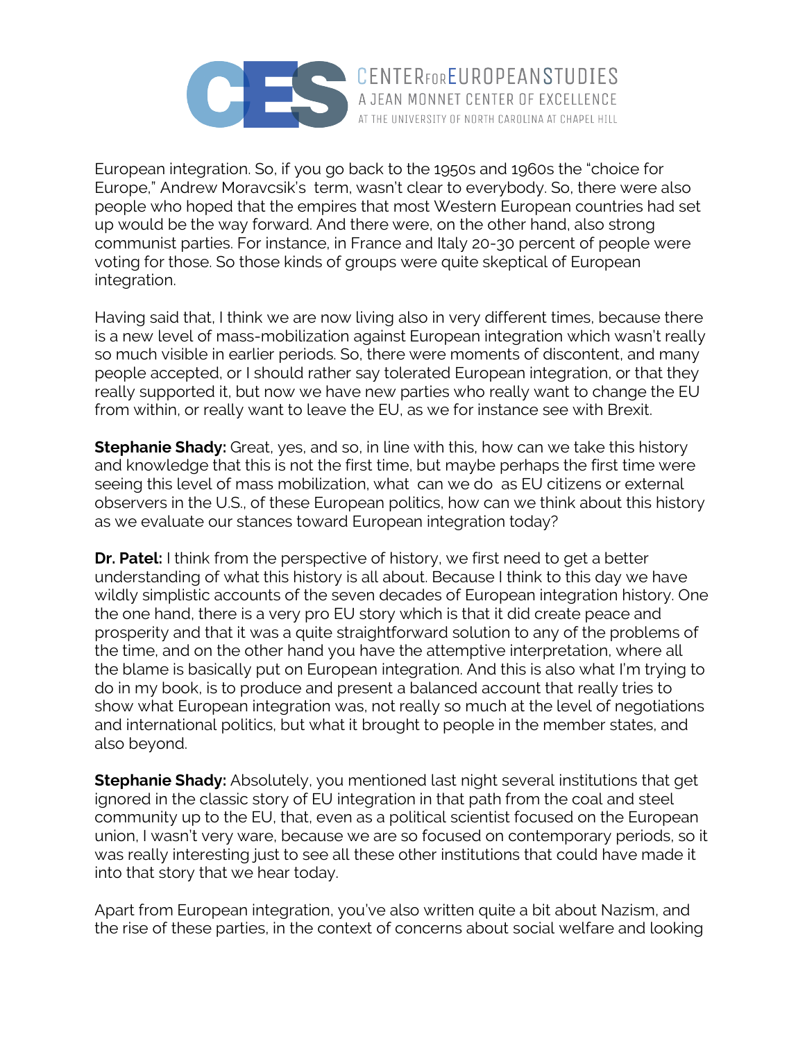European integration. So, if you go back to the 1950s and 1960s the "choice for Europe," Andrew Moravcsik's term, wasn't clear to everybody. So, there were also people who hoped that the empires that most Western European countries had set up would be the way forward. And there were, on the other hand, also strong communist parties. For instance, in France and Italy 20-30 percent of people were voting for those. So those kinds of groups were quite skeptical of European integration.

Having said that, I think we are now living also in very different times, because there is a new level of mass-mobilization against European integration which wasn't really so much visible in earlier periods. So, there were moments of discontent, and many people accepted, or I should rather say tolerated European integration, or that they really supported it, but now we have new parties who really want to change the EU from within, or really want to leave the EU, as we for instance see with Brexit.

**Stephanie Shady:** Great, yes, and so, in line with this, how can we take this history and knowledge that this is not the first time, but maybe perhaps the first time were seeing this level of mass mobilization, what can we do as EU citizens or external observers in the U.S., of these European politics, how can we think about this history as we evaluate our stances toward European integration today?

**Dr. Patel:** I think from the perspective of history, we first need to get a better understanding of what this history is all about. Because I think to this day we have wildly simplistic accounts of the seven decades of European integration history. One the one hand, there is a very pro EU story which is that it did create peace and prosperity and that it was a quite straightforward solution to any of the problems of the time, and on the other hand you have the attemptive interpretation, where all the blame is basically put on European integration. And this is also what I'm trying to do in my book, is to produce and present a balanced account that really tries to show what European integration was, not really so much at the level of negotiations and international politics, but what it brought to people in the member states, and also beyond.

**Stephanie Shady:** Absolutely, you mentioned last night several institutions that get ignored in the classic story of EU integration in that path from the coal and steel community up to the EU, that, even as a political scientist focused on the European union, I wasn't very ware, because we are so focused on contemporary periods, so it was really interesting just to see all these other institutions that could have made it into that story that we hear today.

Apart from European integration, you've also written quite a bit about Nazism, and the rise of these parties, in the context of concerns about social welfare and looking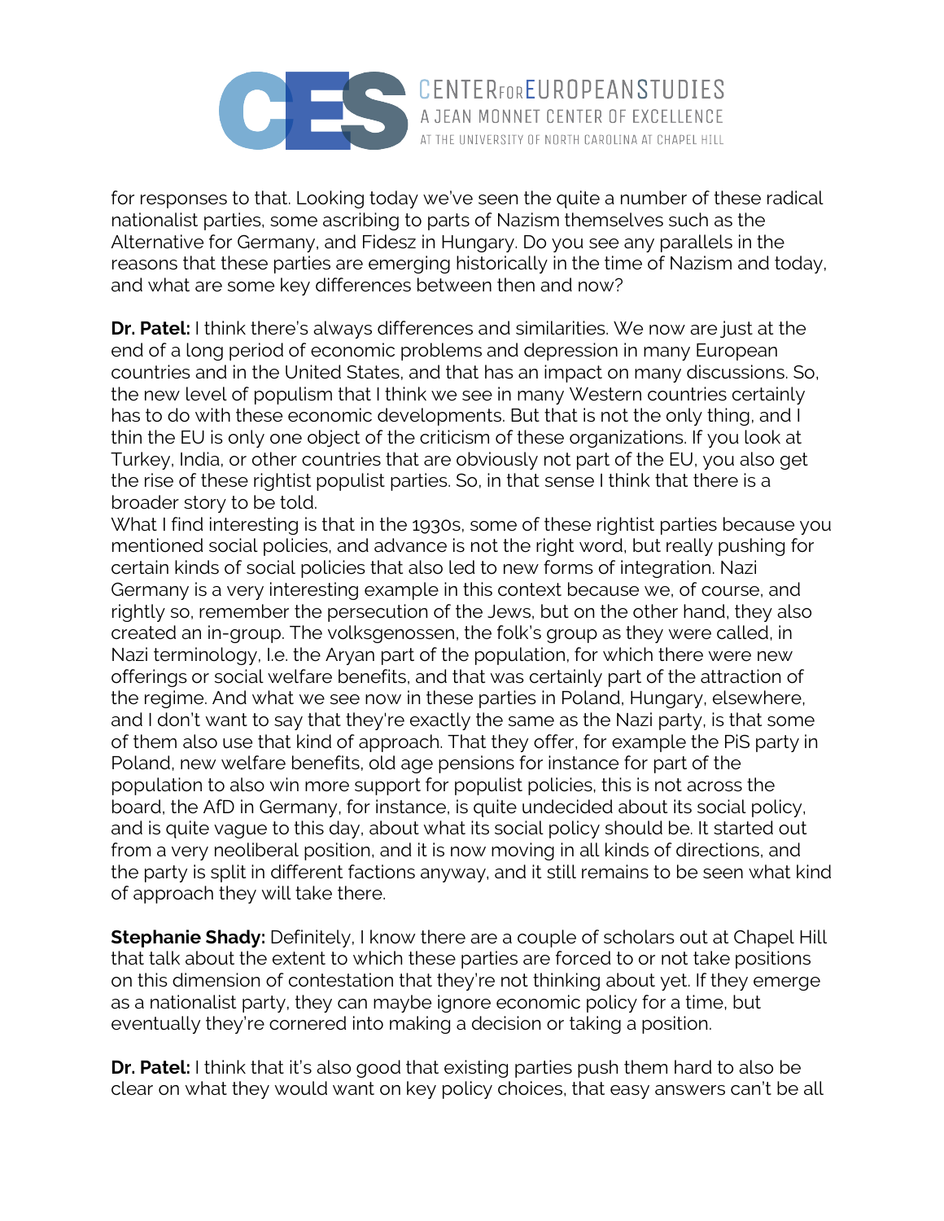for responses to that. Looking today we've seen the quite a number of these radical nationalist parties, some ascribing to parts of Nazism themselves such as the Alternative for Germany, and Fidesz in Hungary. Do you see any parallels in the reasons that these parties are emerging historically in the time of Nazism and today, and what are some key differences between then and now?

**Dr. Patel:** I think there's always differences and similarities. We now are just at the end of a long period of economic problems and depression in many European countries and in the United States, and that has an impact on many discussions. So, the new level of populism that I think we see in many Western countries certainly has to do with these economic developments. But that is not the only thing, and I thin the EU is only one object of the criticism of these organizations. If you look at Turkey, India, or other countries that are obviously not part of the EU, you also get the rise of these rightist populist parties. So, in that sense I think that there is a broader story to be told.
What I find interesting is that in the 1930s, some of these rightist parties because you mentioned social policies, and advance is not the right word, but really pushing for certain kinds of social policies that also led to new forms of integration. Nazi Germany is a very interesting example in this context because we, of course, and rightly so, remember the persecution of the Jews, but on the other hand, they also created an in-group. The volksgenossen, the folk's group as they were called, in Nazi terminology, I.e. the Aryan part of the population, for which there were new offerings or social welfare benefits, and that was certainly part of the attraction of the regime. And what we see now in these parties in Poland, Hungary, elsewhere, and I don't want to say that they're exactly the same as the Nazi party, is that some of them also use that kind of approach. That they offer, for example the PiS party in Poland, new welfare benefits, old age pensions for instance for part of the population to also win more support for populist policies, this is not across the board, the AfD in Germany, for instance, is quite undecided about its social policy, and is quite vague to this day, about what its social policy should be. It started out from a very neoliberal position, and it is now moving in all kinds of directions, and the party is split in different factions anyway, and it still remains to be seen what kind of approach they will take there.

**Stephanie Shady:** Definitely, I know there are a couple of scholars out at Chapel Hill that talk about the extent to which these parties are forced to or not take positions on this dimension of contestation that they're not thinking about yet. If they emerge as a nationalist party, they can maybe ignore economic policy for a time, but eventually they're cornered into making a decision or taking a position.

**Dr. Patel:** I think that it's also good that existing parties push them hard to also be clear on what they would want on key policy choices, that easy answers can't be all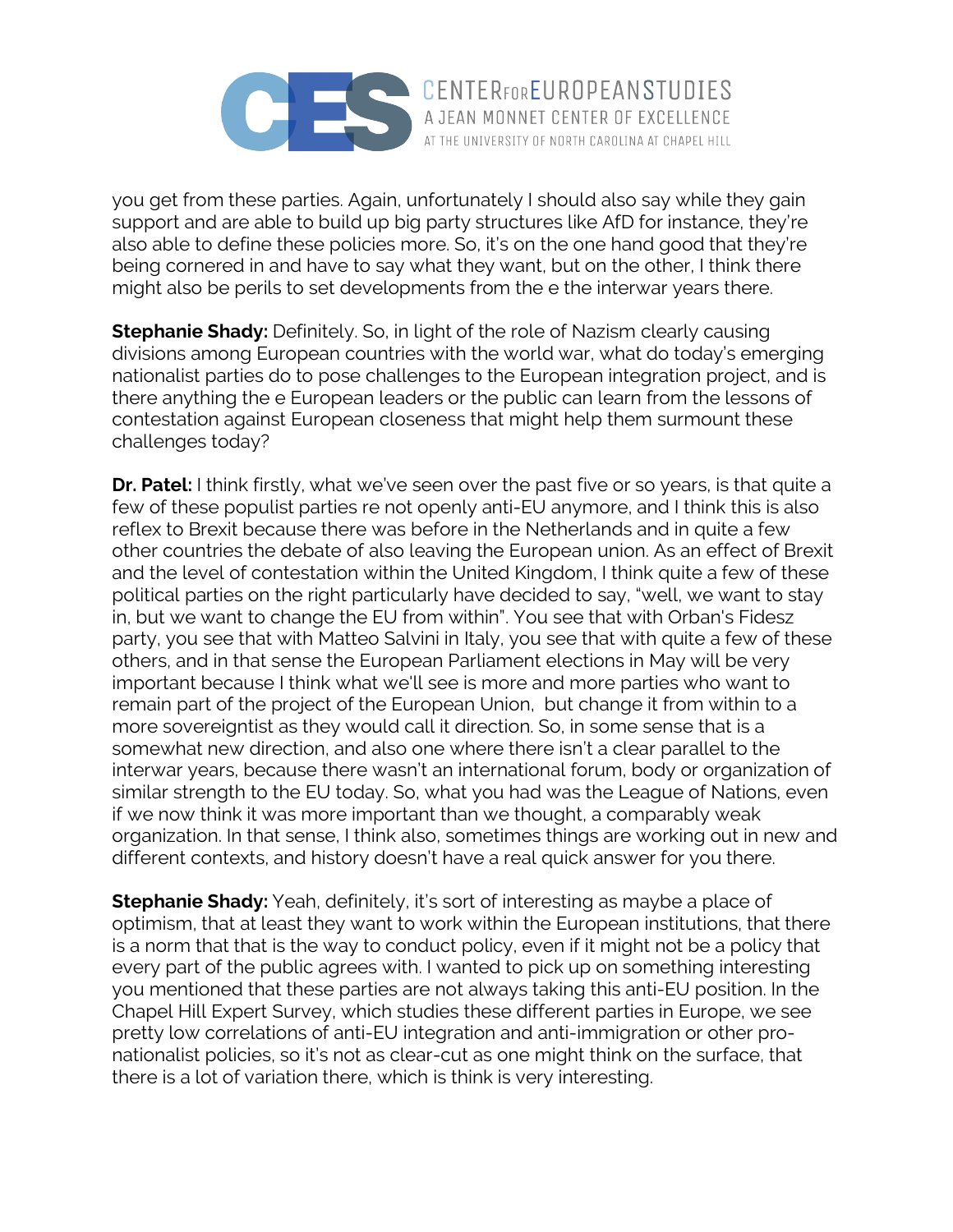you get from these parties. Again, unfortunately I should also say while they gain support and are able to build up big party structures like AfD for instance, they're also able to define these policies more. So, it's on the one hand good that they're being cornered in and have to say what they want, but on the other, I think there might also be perils to set developments from the e the interwar years there.

**Stephanie Shady:** Definitely. So, in light of the role of Nazism clearly causing divisions among European countries with the world war, what do today's emerging nationalist parties do to pose challenges to the European integration project, and is there anything the e European leaders or the public can learn from the lessons of contestation against European closeness that might help them surmount these challenges today?

**Dr. Patel:** I think firstly, what we've seen over the past five or so years, is that quite a few of these populist parties re not openly anti-EU anymore, and I think this is also reflex to Brexit because there was before in the Netherlands and in quite a few other countries the debate of also leaving the European union. As an effect of Brexit and the level of contestation within the United Kingdom, I think quite a few of these political parties on the right particularly have decided to say, "well, we want to stay in, but we want to change the EU from within". You see that with Orban's Fidesz party, you see that with Matteo Salvini in Italy, you see that with quite a few of these others, and in that sense the European Parliament elections in May will be very important because I think what we'll see is more and more parties who want to remain part of the project of the European Union, but change it from within to a more sovereigntist as they would call it direction. So, in some sense that is a somewhat new direction, and also one where there isn't a clear parallel to the interwar years, because there wasn't an international forum, body or organization of similar strength to the EU today. So, what you had was the League of Nations, even if we now think it was more important than we thought, a comparably weak organization. In that sense, I think also, sometimes things are working out in new and different contexts, and history doesn't have a real quick answer for you there.

**Stephanie Shady:** Yeah, definitely, it's sort of interesting as maybe a place of optimism, that at least they want to work within the European institutions, that there is a norm that that is the way to conduct policy, even if it might not be a policy that every part of the public agrees with. I wanted to pick up on something interesting you mentioned that these parties are not always taking this anti-EU position. In the Chapel Hill Expert Survey, which studies these different parties in Europe, we see pretty low correlations of anti-EU integration and anti-immigration or other pro-nationalist policies, so it's not as clear-cut as one might think on the surface, that there is a lot of variation there, which is think is very interesting.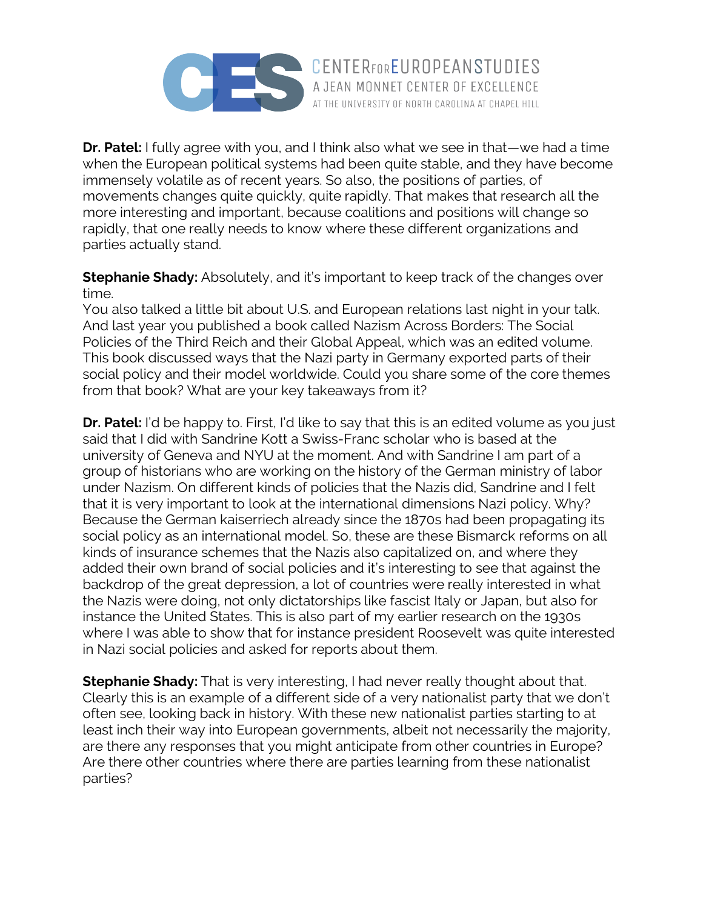**Dr. Patel:** I fully agree with you, and I think also what we see in that—we had a time when the European political systems had been quite stable, and they have become immensely volatile as of recent years. So also, the positions of parties, of movements changes quite quickly, quite rapidly. That makes that research all the more interesting and important, because coalitions and positions will change so rapidly, that one really needs to know where these different organizations and parties actually stand.

**Stephanie Shady:** Absolutely, and it's important to keep track of the changes over time.
You also talked a little bit about U.S. and European relations last night in your talk. And last year you published a book called Nazism Across Borders: The Social Policies of the Third Reich and their Global Appeal, which was an edited volume. This book discussed ways that the Nazi party in Germany exported parts of their social policy and their model worldwide. Could you share some of the core themes from that book? What are your key takeaways from it?

**Dr. Patel:** I'd be happy to. First, I'd like to say that this is an edited volume as you just said that I did with Sandrine Kott a Swiss-Franc scholar who is based at the university of Geneva and NYU at the moment. And with Sandrine I am part of a group of historians who are working on the history of the German ministry of labor under Nazism. On different kinds of policies that the Nazis did, Sandrine and I felt that it is very important to look at the international dimensions Nazi policy. Why? Because the German kaiserriech already since the 1870s had been propagating its social policy as an international model. So, these are these Bismarck reforms on all kinds of insurance schemes that the Nazis also capitalized on, and where they added their own brand of social policies and it's interesting to see that against the backdrop of the great depression, a lot of countries were really interested in what the Nazis were doing, not only dictatorships like fascist Italy or Japan, but also for instance the United States. This is also part of my earlier research on the 1930s where I was able to show that for instance president Roosevelt was quite interested in Nazi social policies and asked for reports about them.

**Stephanie Shady:** That is very interesting, I had never really thought about that. Clearly this is an example of a different side of a very nationalist party that we don't often see, looking back in history. With these new nationalist parties starting to at least inch their way into European governments, albeit not necessarily the majority, are there any responses that you might anticipate from other countries in Europe? Are there other countries where there are parties learning from these nationalist parties?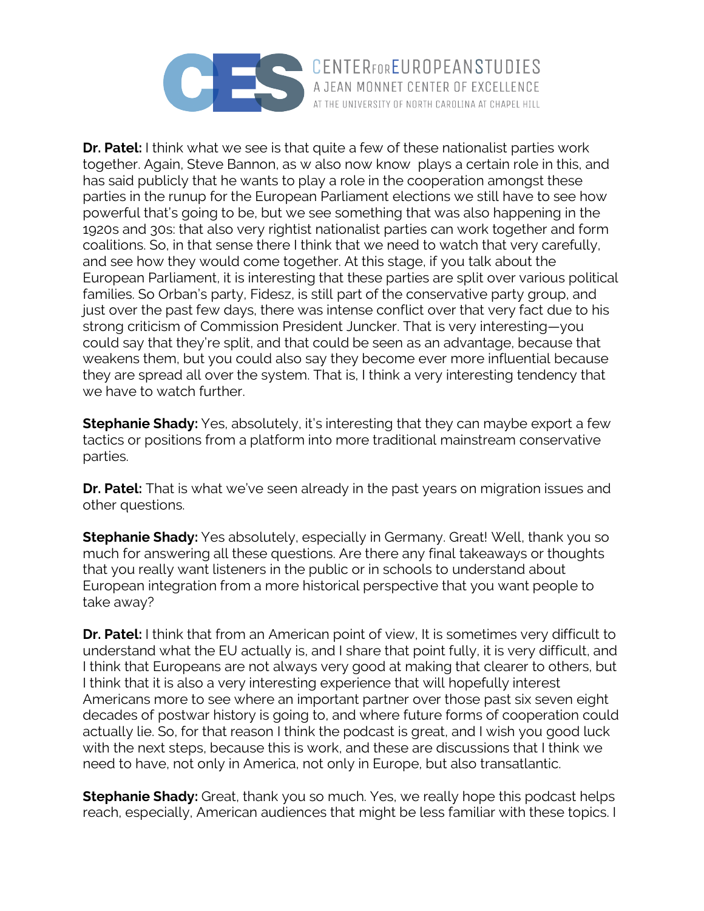**Dr. Patel:** I think what we see is that quite a few of these nationalist parties work together. Again, Steve Bannon, as w also now know  plays a certain role in this, and has said publicly that he wants to play a role in the cooperation amongst these parties in the runup for the European Parliament elections we still have to see how powerful that's going to be, but we see something that was also happening in the 1920s and 30s: that also very rightist nationalist parties can work together and form coalitions. So, in that sense there I think that we need to watch that very carefully, and see how they would come together. At this stage, if you talk about the European Parliament, it is interesting that these parties are split over various political families. So Orban's party, Fidesz, is still part of the conservative party group, and just over the past few days, there was intense conflict over that very fact due to his strong criticism of Commission President Juncker. That is very interesting—you could say that they're split, and that could be seen as an advantage, because that weakens them, but you could also say they become ever more influential because they are spread all over the system. That is, I think a very interesting tendency that we have to watch further.

**Stephanie Shady:** Yes, absolutely, it's interesting that they can maybe export a few tactics or positions from a platform into more traditional mainstream conservative parties.

**Dr. Patel:** That is what we've seen already in the past years on migration issues and other questions.

**Stephanie Shady:** Yes absolutely, especially in Germany. Great! Well, thank you so much for answering all these questions. Are there any final takeaways or thoughts that you really want listeners in the public or in schools to understand about European integration from a more historical perspective that you want people to take away?

**Dr. Patel:** I think that from an American point of view, It is sometimes very difficult to understand what the EU actually is, and I share that point fully, it is very difficult, and I think that Europeans are not always very good at making that clearer to others, but I think that it is also a very interesting experience that will hopefully interest Americans more to see where an important partner over those past six seven eight decades of postwar history is going to, and where future forms of cooperation could actually lie. So, for that reason I think the podcast is great, and I wish you good luck with the next steps, because this is work, and these are discussions that I think we need to have, not only in America, not only in Europe, but also transatlantic.

**Stephanie Shady:** Great, thank you so much. Yes, we really hope this podcast helps reach, especially, American audiences that might be less familiar with these topics. I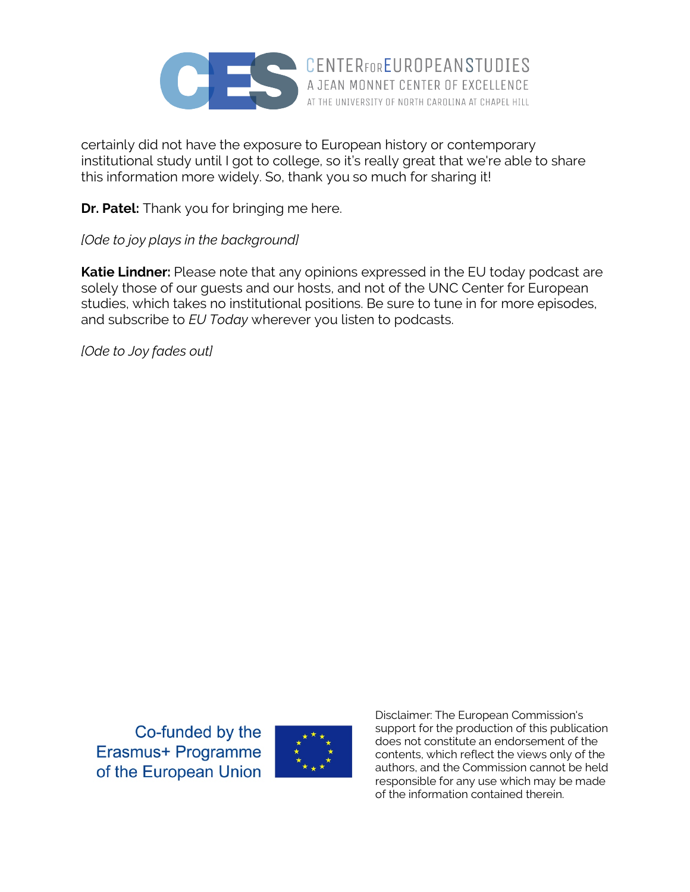certainly did not have the exposure to European history or contemporary institutional study until I got to college, so it's really great that we're able to share this information more widely. So, thank you so much for sharing it!

**Dr. Patel:** Thank you for bringing me here.

*[Ode to joy plays in the background]*

**Katie Lindner:** Please note that any opinions expressed in the EU today podcast are solely those of our guests and our hosts, and not of the UNC Center for European studies, which takes no institutional positions. Be sure to tune in for more episodes, and subscribe to *EU Today* wherever you listen to podcasts.

*[Ode to Joy fades out]*

Co-funded by the Erasmus+ Programme of the European Union

Disclaimer: The European Commission's support for the production of this publication does not constitute an endorsement of the contents, which reflect the views only of the authors, and the Commission cannot be held responsible for any use which may be made of the information contained therein.